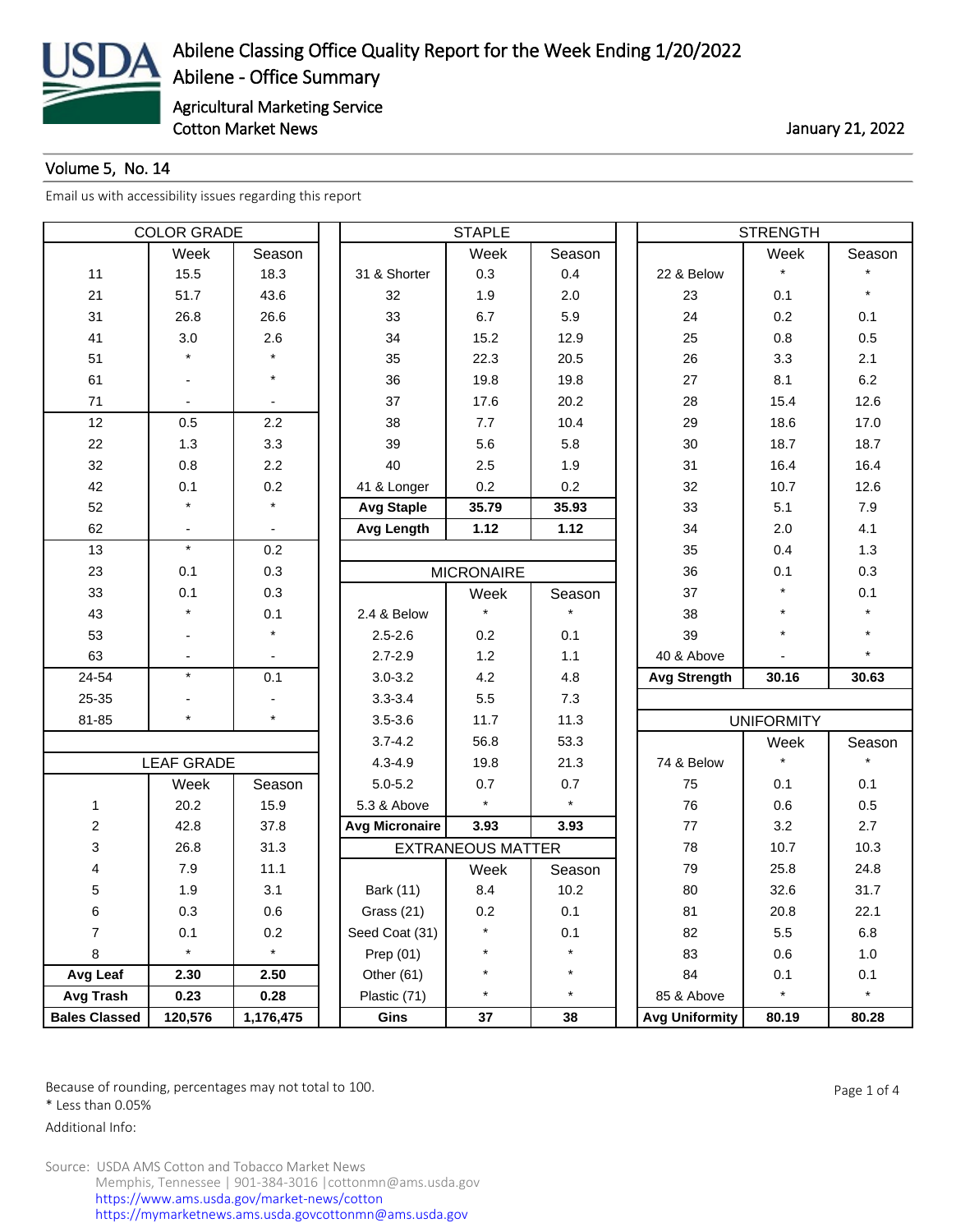# Abilene Classing Office Quality Report for the Week Ending 1/20/2022

## Abilene - Office Summary

Agricultural Marketing Service
Cotton Market News

January 21, 2022

Volume 5, No. 14

Email us with accessibility issues regarding this report

### COLOR GRADE

| | Week | Season |
|---|---|---|
| 11 | 15.5 | 18.3 |
| 21 | 51.7 | 43.6 |
| 31 | 26.8 | 26.6 |
| 41 | 3.0 | 2.6 |
| 51 | * | * |
| 61 | - | * |
| 71 | - | - |
| 12 | 0.5 | 2.2 |
| 22 | 1.3 | 3.3 |
| 32 | 0.8 | 2.2 |
| 42 | 0.1 | 0.2 |
| 52 | * | * |
| 62 | - | - |
| 13 | * | 0.2 |
| 23 | 0.1 | 0.3 |
| 33 | 0.1 | 0.3 |
| 43 | * | 0.1 |
| 53 | - | * |
| 63 | - | - |
| 24-54 | * | 0.1 |
| 25-35 | - | - |
| 81-85 | * | * |

### LEAF GRADE

| | Week | Season |
|---|---|---|
| 1 | 20.2 | 15.9 |
| 2 | 42.8 | 37.8 |
| 3 | 26.8 | 31.3 |
| 4 | 7.9 | 11.1 |
| 5 | 1.9 | 3.1 |
| 6 | 0.3 | 0.6 |
| 7 | 0.1 | 0.2 |
| 8 | * | * |
| **Avg Leaf** | **2.30** | **2.50** |
| **Avg Trash** | **0.23** | **0.28** |
| **Bales Classed** | **120,576** | **1,176,475** |

### STAPLE

| | Week | Season |
|---|---|---|
| 31 & Shorter | 0.3 | 0.4 |
| 32 | 1.9 | 2.0 |
| 33 | 6.7 | 5.9 |
| 34 | 15.2 | 12.9 |
| 35 | 22.3 | 20.5 |
| 36 | 19.8 | 19.8 |
| 37 | 17.6 | 20.2 |
| 38 | 7.7 | 10.4 |
| 39 | 5.6 | 5.8 |
| 40 | 2.5 | 1.9 |
| 41 & Longer | 0.2 | 0.2 |
| **Avg Staple** | **35.79** | **35.93** |
| **Avg Length** | **1.12** | **1.12** |

### MICRONAIRE

| | Week | Season |
|---|---|---|
| 2.4 & Below | * | * |
| 2.5-2.6 | 0.2 | 0.1 |
| 2.7-2.9 | 1.2 | 1.1 |
| 3.0-3.2 | 4.2 | 4.8 |
| 3.3-3.4 | 5.5 | 7.3 |
| 3.5-3.6 | 11.7 | 11.3 |
| 3.7-4.2 | 56.8 | 53.3 |
| 4.3-4.9 | 19.8 | 21.3 |
| 5.0-5.2 | 0.7 | 0.7 |
| 5.3 & Above | * | * |
| **Avg Micronaire** | **3.93** | **3.93** |

### EXTRANEOUS MATTER

| | Week | Season |
|---|---|---|
| Bark (11) | 8.4 | 10.2 |
| Grass (21) | 0.2 | 0.1 |
| Seed Coat (31) | * | 0.1 |
| Prep (01) | * | * |
| Other (61) | * | * |
| Plastic (71) | * | * |
| **Gins** | **37** | **38** |

### STRENGTH

| | Week | Season |
|---|---|---|
| 22 & Below | * | * |
| 23 | 0.1 | * |
| 24 | 0.2 | 0.1 |
| 25 | 0.8 | 0.5 |
| 26 | 3.3 | 2.1 |
| 27 | 8.1 | 6.2 |
| 28 | 15.4 | 12.6 |
| 29 | 18.6 | 17.0 |
| 30 | 18.7 | 18.7 |
| 31 | 16.4 | 16.4 |
| 32 | 10.7 | 12.6 |
| 33 | 5.1 | 7.9 |
| 34 | 2.0 | 4.1 |
| 35 | 0.4 | 1.3 |
| 36 | 0.1 | 0.3 |
| 37 | * | 0.1 |
| 38 | * | * |
| 39 | * | * |
| 40 & Above | - | * |
| **Avg Strength** | **30.16** | **30.63** |

### UNIFORMITY

| | Week | Season |
|---|---|---|
| 74 & Below | * | * |
| 75 | 0.1 | 0.1 |
| 76 | 0.6 | 0.5 |
| 77 | 3.2 | 2.7 |
| 78 | 10.7 | 10.3 |
| 79 | 25.8 | 24.8 |
| 80 | 32.6 | 31.7 |
| 81 | 20.8 | 22.1 |
| 82 | 5.5 | 6.8 |
| 83 | 0.6 | 1.0 |
| 84 | 0.1 | 0.1 |
| 85 & Above | * | * |
| **Avg Uniformity** | **80.19** | **80.28** |

Because of rounding, percentages may not total to 100.
* Less than 0.05%
Additional Info:

Source: USDA AMS Cotton and Tobacco Market News
Memphis, Tennessee | 901-384-3016 | cottonmn@ams.usda.gov
https://www.ams.usda.gov/market-news/cotton
https://mymarketnews.ams.usda.govcottonmn@ams.usda.gov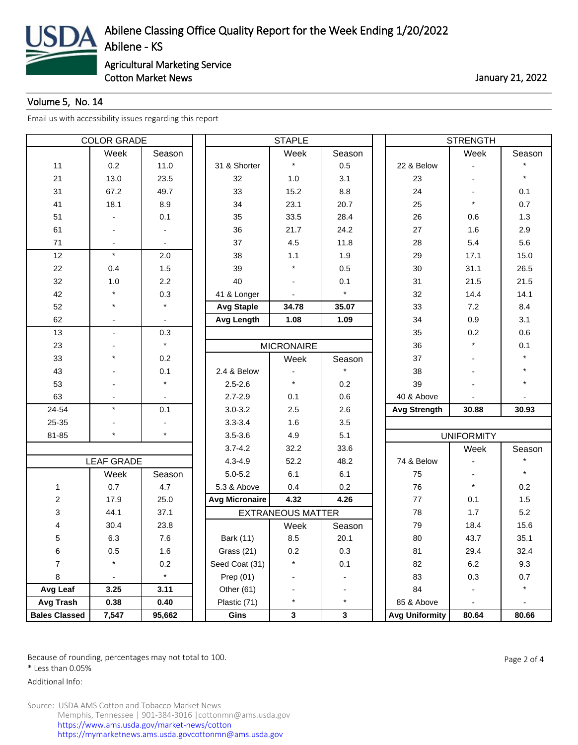# Abilene Classing Office Quality Report for the Week Ending 1/20/2022

Abilene - KS

Agricultural Marketing Service
Cotton Market News

January 21, 2022

Volume 5, No. 14

Email us with accessibility issues regarding this report

| COLOR GRADE | | |
|---|---|---|
| | Week | Season |
| 11 | 0.2 | 11.0 |
| 21 | 13.0 | 23.5 |
| 31 | 67.2 | 49.7 |
| 41 | 18.1 | 8.9 |
| 51 | - | 0.1 |
| 61 | - | - |
| 71 | - | - |
| 12 | * | 2.0 |
| 22 | 0.4 | 1.5 |
| 32 | 1.0 | 2.2 |
| 42 | * | 0.3 |
| 52 | * | * |
| 62 | - | - |
| 13 | - | 0.3 |
| 23 | - | * |
| 33 | * | 0.2 |
| 43 | - | 0.1 |
| 53 | - | * |
| 63 | - | - |
| 24-54 | * | 0.1 |
| 25-35 | - | - |
| 81-85 | * | * |

| LEAF GRADE | | |
|---|---|---|
| | Week | Season |
| 1 | 0.7 | 4.7 |
| 2 | 17.9 | 25.0 |
| 3 | 44.1 | 37.1 |
| 4 | 30.4 | 23.8 |
| 5 | 6.3 | 7.6 |
| 6 | 0.5 | 1.6 |
| 7 | * | 0.2 |
| 8 | - | * |
| **Avg Leaf** | **3.25** | **3.11** |
| **Avg Trash** | **0.38** | **0.40** |
| **Bales Classed** | **7,547** | **95,662** |

| STAPLE | | |
|---|---|---|
| | Week | Season |
| 31 & Shorter | * | 0.5 |
| 32 | 1.0 | 3.1 |
| 33 | 15.2 | 8.8 |
| 34 | 23.1 | 20.7 |
| 35 | 33.5 | 28.4 |
| 36 | 21.7 | 24.2 |
| 37 | 4.5 | 11.8 |
| 38 | 1.1 | 1.9 |
| 39 | * | 0.5 |
| 40 | - | 0.1 |
| 41 & Longer | - | * |
| **Avg Staple** | **34.78** | **35.07** |
| **Avg Length** | **1.08** | **1.09** |

| MICRONAIRE | | |
|---|---|---|
| | Week | Season |
| 2.4 & Below | - | * |
| 2.5-2.6 | * | 0.2 |
| 2.7-2.9 | 0.1 | 0.6 |
| 3.0-3.2 | 2.5 | 2.6 |
| 3.3-3.4 | 1.6 | 3.5 |
| 3.5-3.6 | 4.9 | 5.1 |
| 3.7-4.2 | 32.2 | 33.6 |
| 4.3-4.9 | 52.2 | 48.2 |
| 5.0-5.2 | 6.1 | 6.1 |
| 5.3 & Above | 0.4 | 0.2 |
| **Avg Micronaire** | **4.32** | **4.26** |

| EXTRANEOUS MATTER | | |
|---|---|---|
| | Week | Season |
| Bark (11) | 8.5 | 20.1 |
| Grass (21) | 0.2 | 0.3 |
| Seed Coat (31) | * | 0.1 |
| Prep (01) | - | - |
| Other (61) | - | - |
| Plastic (71) | * | * |
| **Gins** | **3** | **3** |

| STRENGTH | | |
|---|---|---|
| | Week | Season |
| 22 & Below | - | * |
| 23 | - | * |
| 24 | - | 0.1 |
| 25 | * | 0.7 |
| 26 | 0.6 | 1.3 |
| 27 | 1.6 | 2.9 |
| 28 | 5.4 | 5.6 |
| 29 | 17.1 | 15.0 |
| 30 | 31.1 | 26.5 |
| 31 | 21.5 | 21.5 |
| 32 | 14.4 | 14.1 |
| 33 | 7.2 | 8.4 |
| 34 | 0.9 | 3.1 |
| 35 | 0.2 | 0.6 |
| 36 | * | 0.1 |
| 37 | - | * |
| 38 | - | * |
| 39 | - | * |
| 40 & Above | - | - |
| **Avg Strength** | **30.88** | **30.93** |

| UNIFORMITY | | |
|---|---|---|
| | Week | Season |
| 74 & Below | - | * |
| 75 | - | * |
| 76 | * | 0.2 |
| 77 | 0.1 | 1.5 |
| 78 | 1.7 | 5.2 |
| 79 | 18.4 | 15.6 |
| 80 | 43.7 | 35.1 |
| 81 | 29.4 | 32.4 |
| 82 | 6.2 | 9.3 |
| 83 | 0.3 | 0.7 |
| 84 | - | * |
| 85 & Above | - | - |
| **Avg Uniformity** | **80.64** | **80.66** |

Because of rounding, percentages may not total to 100.
* Less than 0.05%

Additional Info:

Source: USDA AMS Cotton and Tobacco Market News
Memphis, Tennessee | 901-384-3016 | cottonmn@ams.usda.gov
https://www.ams.usda.gov/market-news/cotton
https://mymarketnews.ams.usda.govcottonmn@ams.usda.gov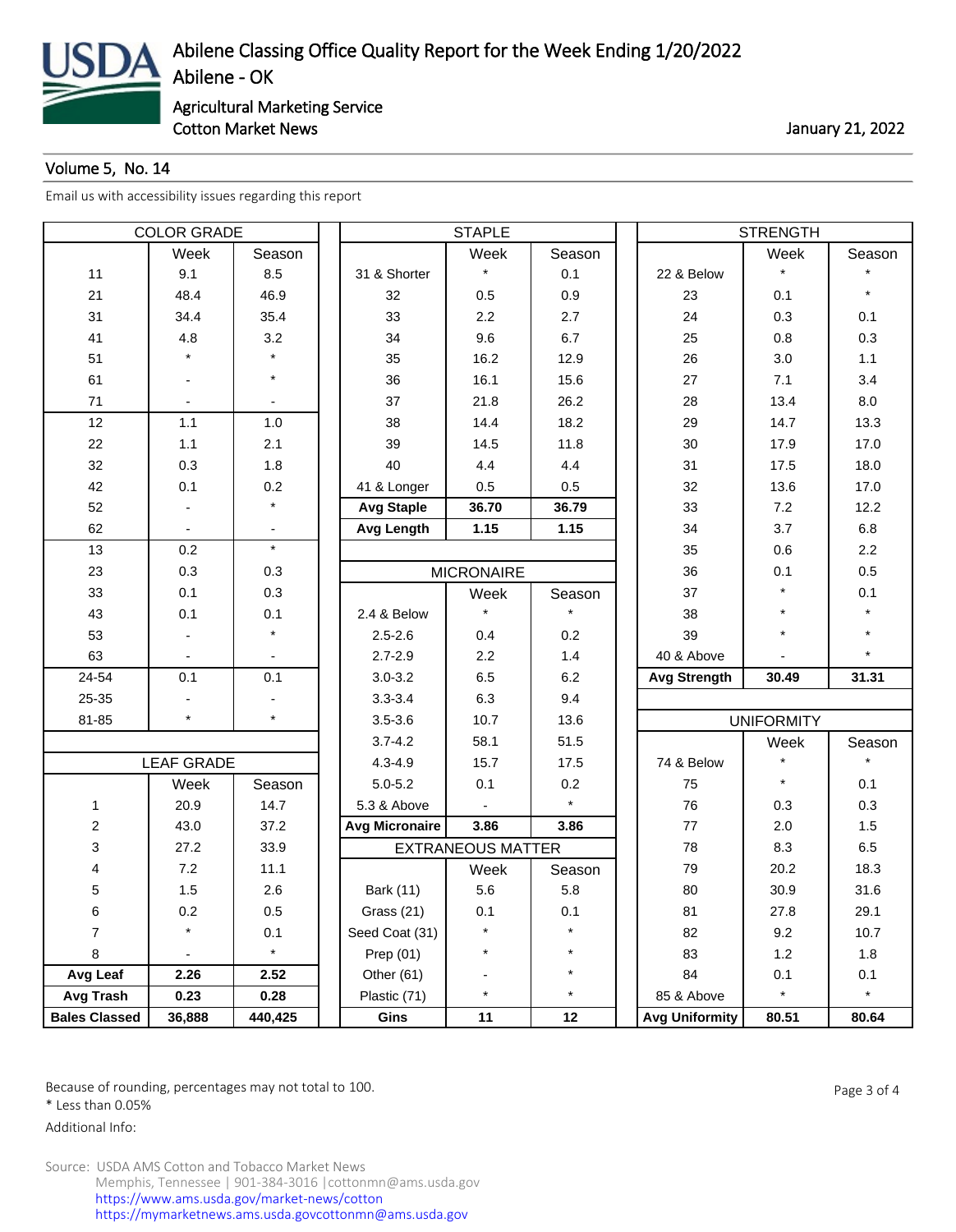# Abilene Classing Office Quality Report for the Week Ending 1/20/2022

Abilene - OK

Agricultural Marketing Service
Cotton Market News

January 21, 2022

Volume 5, No. 14

Email us with accessibility issues regarding this report

| COLOR GRADE | | |
|---|---|---|
| | Week | Season |
| 11 | 9.1 | 8.5 |
| 21 | 48.4 | 46.9 |
| 31 | 34.4 | 35.4 |
| 41 | 4.8 | 3.2 |
| 51 | * | * |
| 61 | - | * |
| 71 | - | - |
| 12 | 1.1 | 1.0 |
| 22 | 1.1 | 2.1 |
| 32 | 0.3 | 1.8 |
| 42 | 0.1 | 0.2 |
| 52 | - | * |
| 62 | - | - |
| 13 | 0.2 | * |
| 23 | 0.3 | 0.3 |
| 33 | 0.1 | 0.3 |
| 43 | 0.1 | 0.1 |
| 53 | - | * |
| 63 | - | - |
| 24-54 | 0.1 | 0.1 |
| 25-35 | - | - |
| 81-85 | * | * |

| LEAF GRADE | | |
|---|---|---|
| | Week | Season |
| 1 | 20.9 | 14.7 |
| 2 | 43.0 | 37.2 |
| 3 | 27.2 | 33.9 |
| 4 | 7.2 | 11.1 |
| 5 | 1.5 | 2.6 |
| 6 | 0.2 | 0.5 |
| 7 | * | 0.1 |
| 8 | - | * |
| **Avg Leaf** | **2.26** | **2.52** |
| **Avg Trash** | **0.23** | **0.28** |
| **Bales Classed** | **36,888** | **440,425** |

| STAPLE | | |
|---|---|---|
| | Week | Season |
| 31 & Shorter | * | 0.1 |
| 32 | 0.5 | 0.9 |
| 33 | 2.2 | 2.7 |
| 34 | 9.6 | 6.7 |
| 35 | 16.2 | 12.9 |
| 36 | 16.1 | 15.6 |
| 37 | 21.8 | 26.2 |
| 38 | 14.4 | 18.2 |
| 39 | 14.5 | 11.8 |
| 40 | 4.4 | 4.4 |
| 41 & Longer | 0.5 | 0.5 |
| **Avg Staple** | **36.70** | **36.79** |
| **Avg Length** | **1.15** | **1.15** |

| MICRONAIRE | | |
|---|---|---|
| | Week | Season |
| 2.4 & Below | * | * |
| 2.5-2.6 | 0.4 | 0.2 |
| 2.7-2.9 | 2.2 | 1.4 |
| 3.0-3.2 | 6.5 | 6.2 |
| 3.3-3.4 | 6.3 | 9.4 |
| 3.5-3.6 | 10.7 | 13.6 |
| 3.7-4.2 | 58.1 | 51.5 |
| 4.3-4.9 | 15.7 | 17.5 |
| 5.0-5.2 | 0.1 | 0.2 |
| 5.3 & Above | - | * |
| **Avg Micronaire** | **3.86** | **3.86** |

| EXTRANEOUS MATTER | | |
|---|---|---|
| | Week | Season |
| Bark (11) | 5.6 | 5.8 |
| Grass (21) | 0.1 | 0.1 |
| Seed Coat (31) | * | * |
| Prep (01) | * | * |
| Other (61) | - | * |
| Plastic (71) | * | * |
| **Gins** | **11** | **12** |

| STRENGTH | | |
|---|---|---|
| | Week | Season |
| 22 & Below | * | * |
| 23 | 0.1 | * |
| 24 | 0.3 | 0.1 |
| 25 | 0.8 | 0.3 |
| 26 | 3.0 | 1.1 |
| 27 | 7.1 | 3.4 |
| 28 | 13.4 | 8.0 |
| 29 | 14.7 | 13.3 |
| 30 | 17.9 | 17.0 |
| 31 | 17.5 | 18.0 |
| 32 | 13.6 | 17.0 |
| 33 | 7.2 | 12.2 |
| 34 | 3.7 | 6.8 |
| 35 | 0.6 | 2.2 |
| 36 | 0.1 | 0.5 |
| 37 | * | 0.1 |
| 38 | * | * |
| 39 | * | * |
| 40 & Above | - | * |
| **Avg Strength** | **30.49** | **31.31** |

| UNIFORMITY | | |
|---|---|---|
| | Week | Season |
| 74 & Below | * | * |
| 75 | * | 0.1 |
| 76 | 0.3 | 0.3 |
| 77 | 2.0 | 1.5 |
| 78 | 8.3 | 6.5 |
| 79 | 20.2 | 18.3 |
| 80 | 30.9 | 31.6 |
| 81 | 27.8 | 29.1 |
| 82 | 9.2 | 10.7 |
| 83 | 1.2 | 1.8 |
| 84 | 0.1 | 0.1 |
| 85 & Above | * | * |
| **Avg Uniformity** | **80.51** | **80.64** |

Because of rounding, percentages may not total to 100.
* Less than 0.05%

Additional Info:

Source: USDA AMS Cotton and Tobacco Market News
Memphis, Tennessee | 901-384-3016 | cottonmn@ams.usda.gov
https://www.ams.usda.gov/market-news/cotton
https://mymarketnews.ams.usda.govcottonmn@ams.usda.gov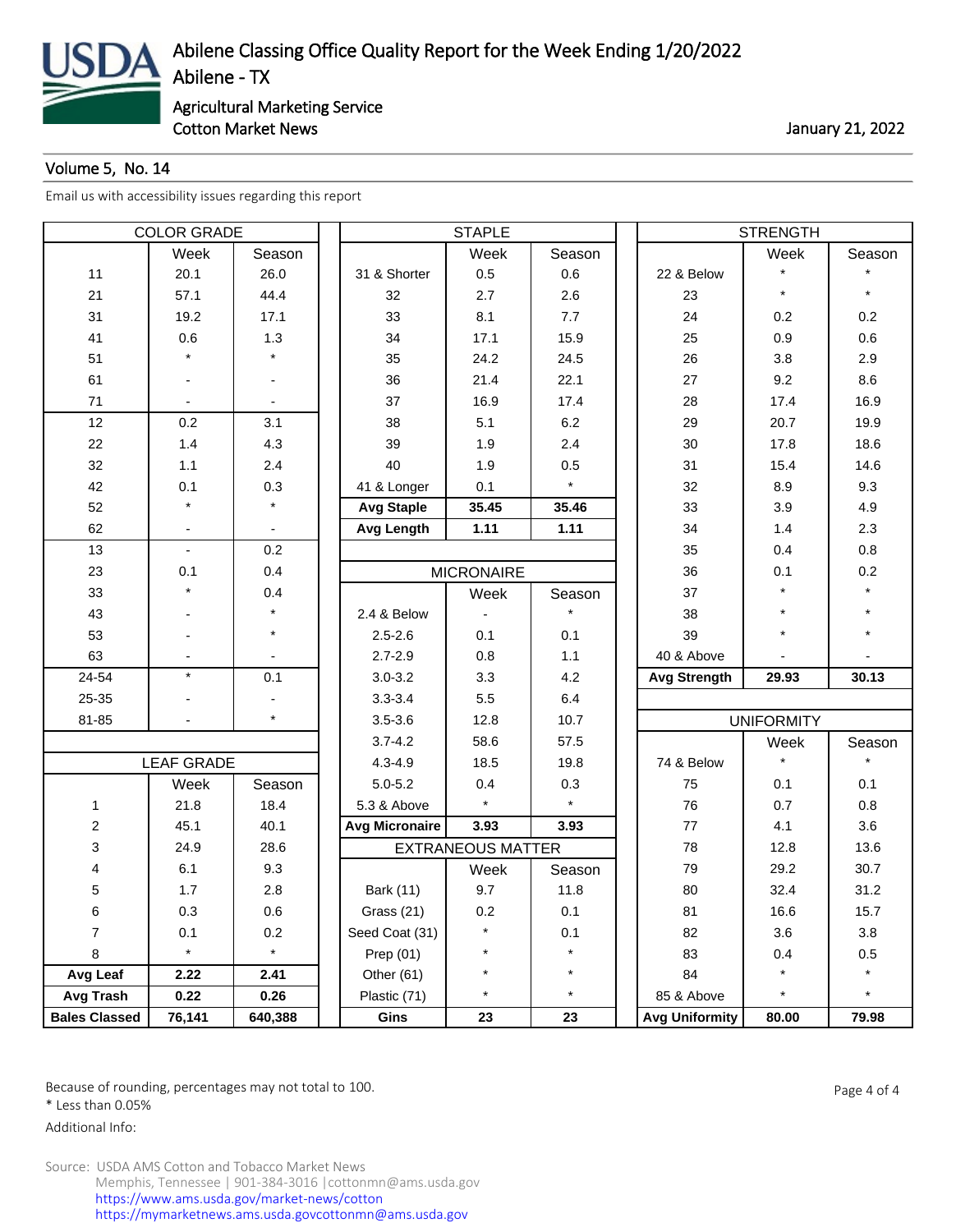# Abilene Classing Office Quality Report for the Week Ending 1/20/2022

Abilene - TX

Agricultural Marketing Service
Cotton Market News

January 21, 2022

Volume 5, No. 14

Email us with accessibility issues regarding this report

| COLOR GRADE | | |
|---|---|---|
| | Week | Season |
| 11 | 20.1 | 26.0 |
| 21 | 57.1 | 44.4 |
| 31 | 19.2 | 17.1 |
| 41 | 0.6 | 1.3 |
| 51 | * | * |
| 61 | - | - |
| 71 | - | - |
| 12 | 0.2 | 3.1 |
| 22 | 1.4 | 4.3 |
| 32 | 1.1 | 2.4 |
| 42 | 0.1 | 0.3 |
| 52 | * | * |
| 62 | - | - |
| 13 | - | 0.2 |
| 23 | 0.1 | 0.4 |
| 33 | * | 0.4 |
| 43 | - | * |
| 53 | - | * |
| 63 | - | - |
| 24-54 | * | 0.1 |
| 25-35 | - | - |
| 81-85 | - | * |

| LEAF GRADE | | |
|---|---|---|
| | Week | Season |
| 1 | 21.8 | 18.4 |
| 2 | 45.1 | 40.1 |
| 3 | 24.9 | 28.6 |
| 4 | 6.1 | 9.3 |
| 5 | 1.7 | 2.8 |
| 6 | 0.3 | 0.6 |
| 7 | 0.1 | 0.2 |
| 8 | * | * |
| **Avg Leaf** | **2.22** | **2.41** |
| **Avg Trash** | **0.22** | **0.26** |
| **Bales Classed** | **76,141** | **640,388** |

| STAPLE | | |
|---|---|---|
| | Week | Season |
| 31 & Shorter | 0.5 | 0.6 |
| 32 | 2.7 | 2.6 |
| 33 | 8.1 | 7.7 |
| 34 | 17.1 | 15.9 |
| 35 | 24.2 | 24.5 |
| 36 | 21.4 | 22.1 |
| 37 | 16.9 | 17.4 |
| 38 | 5.1 | 6.2 |
| 39 | 1.9 | 2.4 |
| 40 | 1.9 | 0.5 |
| 41 & Longer | 0.1 | * |
| **Avg Staple** | **35.45** | **35.46** |
| **Avg Length** | **1.11** | **1.11** |

| MICRONAIRE | | |
|---|---|---|
| | Week | Season |
| 2.4 & Below | - | * |
| 2.5-2.6 | 0.1 | 0.1 |
| 2.7-2.9 | 0.8 | 1.1 |
| 3.0-3.2 | 3.3 | 4.2 |
| 3.3-3.4 | 5.5 | 6.4 |
| 3.5-3.6 | 12.8 | 10.7 |
| 3.7-4.2 | 58.6 | 57.5 |
| 4.3-4.9 | 18.5 | 19.8 |
| 5.0-5.2 | 0.4 | 0.3 |
| 5.3 & Above | * | * |
| **Avg Micronaire** | **3.93** | **3.93** |

| EXTRANEOUS MATTER | | |
|---|---|---|
| | Week | Season |
| Bark (11) | 9.7 | 11.8 |
| Grass (21) | 0.2 | 0.1 |
| Seed Coat (31) | * | 0.1 |
| Prep (01) | * | * |
| Other (61) | * | * |
| Plastic (71) | * | * |
| **Gins** | **23** | **23** |

| STRENGTH | | |
|---|---|---|
| | Week | Season |
| 22 & Below | * | * |
| 23 | * | * |
| 24 | 0.2 | 0.2 |
| 25 | 0.9 | 0.6 |
| 26 | 3.8 | 2.9 |
| 27 | 9.2 | 8.6 |
| 28 | 17.4 | 16.9 |
| 29 | 20.7 | 19.9 |
| 30 | 17.8 | 18.6 |
| 31 | 15.4 | 14.6 |
| 32 | 8.9 | 9.3 |
| 33 | 3.9 | 4.9 |
| 34 | 1.4 | 2.3 |
| 35 | 0.4 | 0.8 |
| 36 | 0.1 | 0.2 |
| 37 | * | * |
| 38 | * | * |
| 39 | * | * |
| 40 & Above | - | - |
| **Avg Strength** | **29.93** | **30.13** |

| UNIFORMITY | | |
|---|---|---|
| | Week | Season |
| 74 & Below | * | * |
| 75 | 0.1 | 0.1 |
| 76 | 0.7 | 0.8 |
| 77 | 4.1 | 3.6 |
| 78 | 12.8 | 13.6 |
| 79 | 29.2 | 30.7 |
| 80 | 32.4 | 31.2 |
| 81 | 16.6 | 15.7 |
| 82 | 3.6 | 3.8 |
| 83 | 0.4 | 0.5 |
| 84 | * | * |
| 85 & Above | * | * |
| **Avg Uniformity** | **80.00** | **79.98** |

Because of rounding, percentages may not total to 100.

* Less than 0.05%

Additional Info:

Source: USDA AMS Cotton and Tobacco Market News
Memphis, Tennessee | 901-384-3016 | cottonmn@ams.usda.gov
https://www.ams.usda.gov/market-news/cotton
https://mymarketnews.ams.usda.govcottonmn@ams.usda.gov